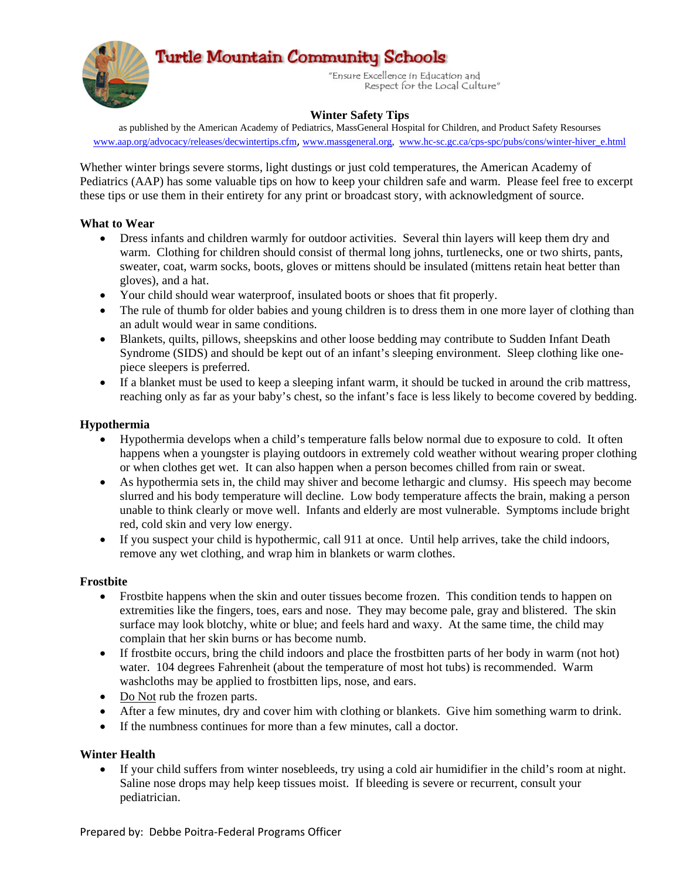# Turtle Mountain Community Schools

"Ensure Excellence in Education and Respect for the Local Culture"

## Winter Safety Tips

as published by the American Academy of Pediatrics, MassGeneral Hospital for Children, and Product Safety Resourses

www.aap.org/advocacy/releases/decwintertips.cfm, www.massgeneral.org, www.hc-sc.gc.ca/cps-spc/pubs/cons/winter-hiver_e.html

Whether winter brings severe storms, light dustings or just cold temperatures, the American Academy of Pediatrics (AAP) has some valuable tips on how to keep your children safe and warm. Please feel free to excerpt these tips or use them in their entirety for any print or broadcast story, with acknowledgment of source.

### What to Wear

- Dress infants and children warmly for outdoor activities. Several thin layers will keep them dry and warm. Clothing for children should consist of thermal long johns, turtlenecks, one or two shirts, pants, sweater, coat, warm socks, boots, gloves or mittens should be insulated (mittens retain heat better than gloves), and a hat.
- Your child should wear waterproof, insulated boots or shoes that fit properly.
- The rule of thumb for older babies and young children is to dress them in one more layer of clothing than an adult would wear in same conditions.
- Blankets, quilts, pillows, sheepskins and other loose bedding may contribute to Sudden Infant Death Syndrome (SIDS) and should be kept out of an infant's sleeping environment. Sleep clothing like one-piece sleepers is preferred.
- If a blanket must be used to keep a sleeping infant warm, it should be tucked in around the crib mattress, reaching only as far as your baby's chest, so the infant's face is less likely to become covered by bedding.

### Hypothermia

- Hypothermia develops when a child's temperature falls below normal due to exposure to cold. It often happens when a youngster is playing outdoors in extremely cold weather without wearing proper clothing or when clothes get wet. It can also happen when a person becomes chilled from rain or sweat.
- As hypothermia sets in, the child may shiver and become lethargic and clumsy. His speech may become slurred and his body temperature will decline. Low body temperature affects the brain, making a person unable to think clearly or move well. Infants and elderly are most vulnerable. Symptoms include bright red, cold skin and very low energy.
- If you suspect your child is hypothermic, call 911 at once. Until help arrives, take the child indoors, remove any wet clothing, and wrap him in blankets or warm clothes.

### Frostbite

- Frostbite happens when the skin and outer tissues become frozen. This condition tends to happen on extremities like the fingers, toes, ears and nose. They may become pale, gray and blistered. The skin surface may look blotchy, white or blue; and feels hard and waxy. At the same time, the child may complain that her skin burns or has become numb.
- If frostbite occurs, bring the child indoors and place the frostbitten parts of her body in warm (not hot) water. 104 degrees Fahrenheit (about the temperature of most hot tubs) is recommended. Warm washcloths may be applied to frostbitten lips, nose, and ears.
- <u>Do Not</u> rub the frozen parts.
- After a few minutes, dry and cover him with clothing or blankets. Give him something warm to drink.
- If the numbness continues for more than a few minutes, call a doctor.

### Winter Health

- If your child suffers from winter nosebleeds, try using a cold air humidifier in the child's room at night. Saline nose drops may help keep tissues moist. If bleeding is severe or recurrent, consult your pediatrician.

Prepared by: Debbe Poitra-Federal Programs Officer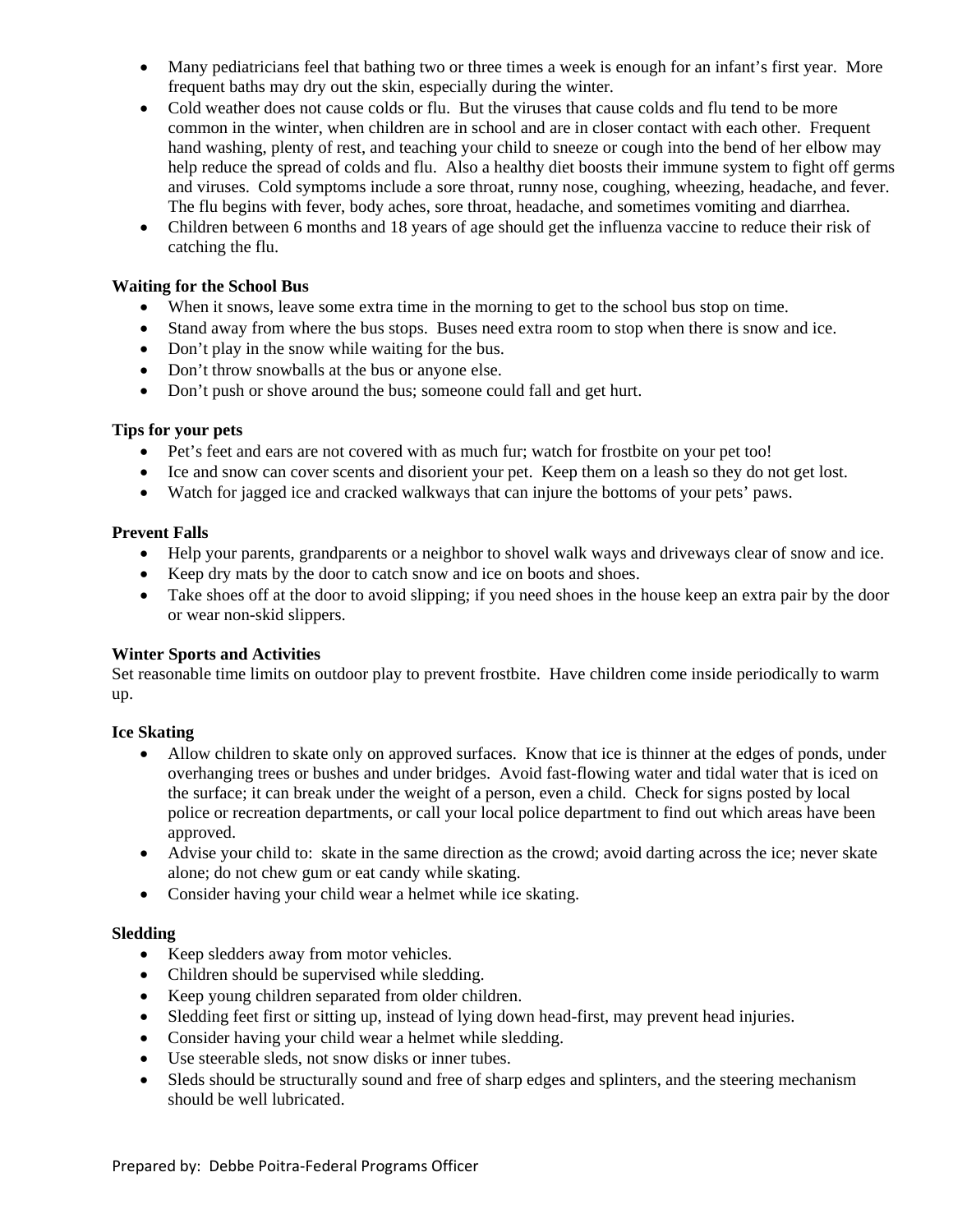- Many pediatricians feel that bathing two or three times a week is enough for an infant's first year. More frequent baths may dry out the skin, especially during the winter.
- Cold weather does not cause colds or flu. But the viruses that cause colds and flu tend to be more common in the winter, when children are in school and are in closer contact with each other. Frequent hand washing, plenty of rest, and teaching your child to sneeze or cough into the bend of her elbow may help reduce the spread of colds and flu. Also a healthy diet boosts their immune system to fight off germs and viruses. Cold symptoms include a sore throat, runny nose, coughing, wheezing, headache, and fever. The flu begins with fever, body aches, sore throat, headache, and sometimes vomiting and diarrhea.
- Children between 6 months and 18 years of age should get the influenza vaccine to reduce their risk of catching the flu.

**Waiting for the School Bus**

- When it snows, leave some extra time in the morning to get to the school bus stop on time.
- Stand away from where the bus stops. Buses need extra room to stop when there is snow and ice.
- Don't play in the snow while waiting for the bus.
- Don't throw snowballs at the bus or anyone else.
- Don't push or shove around the bus; someone could fall and get hurt.

**Tips for your pets**

- Pet's feet and ears are not covered with as much fur; watch for frostbite on your pet too!
- Ice and snow can cover scents and disorient your pet. Keep them on a leash so they do not get lost.
- Watch for jagged ice and cracked walkways that can injure the bottoms of your pets' paws.

**Prevent Falls**

- Help your parents, grandparents or a neighbor to shovel walk ways and driveways clear of snow and ice.
- Keep dry mats by the door to catch snow and ice on boots and shoes.
- Take shoes off at the door to avoid slipping; if you need shoes in the house keep an extra pair by the door or wear non-skid slippers.

**Winter Sports and Activities**

Set reasonable time limits on outdoor play to prevent frostbite. Have children come inside periodically to warm up.

**Ice Skating**

- Allow children to skate only on approved surfaces. Know that ice is thinner at the edges of ponds, under overhanging trees or bushes and under bridges. Avoid fast-flowing water and tidal water that is iced on the surface; it can break under the weight of a person, even a child. Check for signs posted by local police or recreation departments, or call your local police department to find out which areas have been approved.
- Advise your child to: skate in the same direction as the crowd; avoid darting across the ice; never skate alone; do not chew gum or eat candy while skating.
- Consider having your child wear a helmet while ice skating.

**Sledding**

- Keep sledders away from motor vehicles.
- Children should be supervised while sledding.
- Keep young children separated from older children.
- Sledding feet first or sitting up, instead of lying down head-first, may prevent head injuries.
- Consider having your child wear a helmet while sledding.
- Use steerable sleds, not snow disks or inner tubes.
- Sleds should be structurally sound and free of sharp edges and splinters, and the steering mechanism should be well lubricated.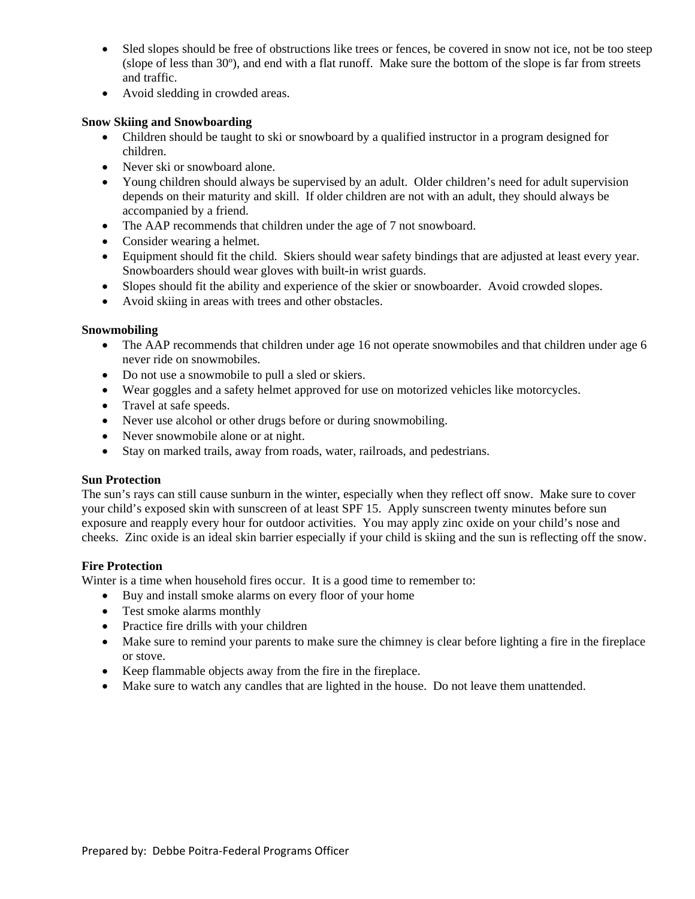- Sled slopes should be free of obstructions like trees or fences, be covered in snow not ice, not be too steep (slope of less than 30º), and end with a flat runoff. Make sure the bottom of the slope is far from streets and traffic.
- Avoid sledding in crowded areas.

**Snow Skiing and Snowboarding**

- Children should be taught to ski or snowboard by a qualified instructor in a program designed for children.
- Never ski or snowboard alone.
- Young children should always be supervised by an adult. Older children's need for adult supervision depends on their maturity and skill. If older children are not with an adult, they should always be accompanied by a friend.
- The AAP recommends that children under the age of 7 not snowboard.
- Consider wearing a helmet.
- Equipment should fit the child. Skiers should wear safety bindings that are adjusted at least every year. Snowboarders should wear gloves with built-in wrist guards.
- Slopes should fit the ability and experience of the skier or snowboarder. Avoid crowded slopes.
- Avoid skiing in areas with trees and other obstacles.

**Snowmobiling**

- The AAP recommends that children under age 16 not operate snowmobiles and that children under age 6 never ride on snowmobiles.
- Do not use a snowmobile to pull a sled or skiers.
- Wear goggles and a safety helmet approved for use on motorized vehicles like motorcycles.
- Travel at safe speeds.
- Never use alcohol or other drugs before or during snowmobiling.
- Never snowmobile alone or at night.
- Stay on marked trails, away from roads, water, railroads, and pedestrians.

**Sun Protection**

The sun's rays can still cause sunburn in the winter, especially when they reflect off snow. Make sure to cover your child's exposed skin with sunscreen of at least SPF 15. Apply sunscreen twenty minutes before sun exposure and reapply every hour for outdoor activities. You may apply zinc oxide on your child's nose and cheeks. Zinc oxide is an ideal skin barrier especially if your child is skiing and the sun is reflecting off the snow.

**Fire Protection**

Winter is a time when household fires occur. It is a good time to remember to:

- Buy and install smoke alarms on every floor of your home
- Test smoke alarms monthly
- Practice fire drills with your children
- Make sure to remind your parents to make sure the chimney is clear before lighting a fire in the fireplace or stove.
- Keep flammable objects away from the fire in the fireplace.
- Make sure to watch any candles that are lighted in the house. Do not leave them unattended.

Prepared by: Debbe Poitra-Federal Programs Officer